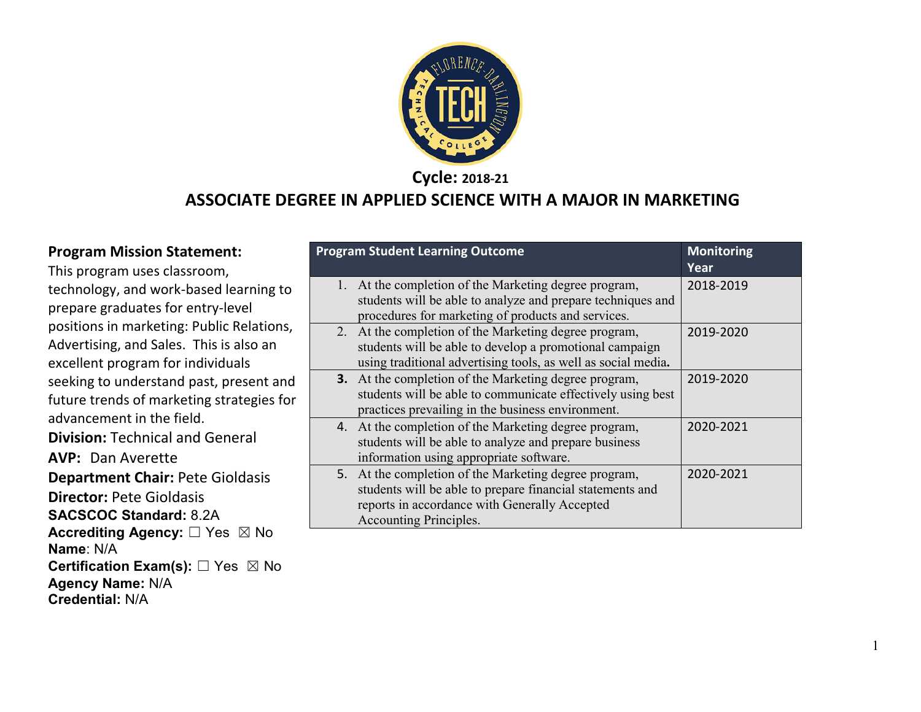**Cycle: 2018-21**

# ASSOCIATE DEGREE IN APPLIED SCIENCE WITH A MAJOR IN MARKETING

**Program Mission Statement:**
This program uses classroom, technology, and work-based learning to prepare graduates for entry-level positions in marketing: Public Relations, Advertising, and Sales. This is also an excellent program for individuals seeking to understand past, present and future trends of marketing strategies for advancement in the field.

**Division:** Technical and General
**AVP:** Dan Averette
**Department Chair:** Pete Gioldasis
**Director:** Pete Gioldasis
**SACSCOC Standard:** 8.2A
**Accrediting Agency:** ☐ Yes ☒ No
**Name**: N/A
**Certification Exam(s):** ☐ Yes ☒ No
**Agency Name:** N/A
**Credential:** N/A

| Program Student Learning Outcome | Monitoring Year |
|---|---|
| 1. At the completion of the Marketing degree program, students will be able to analyze and prepare techniques and procedures for marketing of products and services. | 2018-2019 |
| 2. At the completion of the Marketing degree program, students will be able to develop a promotional campaign using traditional advertising tools, as well as social media. | 2019-2020 |
| **3.** At the completion of the Marketing degree program, students will be able to communicate effectively using best practices prevailing in the business environment. | 2019-2020 |
| 4. At the completion of the Marketing degree program, students will be able to analyze and prepare business information using appropriate software. | 2020-2021 |
| 5. At the completion of the Marketing degree program, students will be able to prepare financial statements and reports in accordance with Generally Accepted Accounting Principles. | 2020-2021 |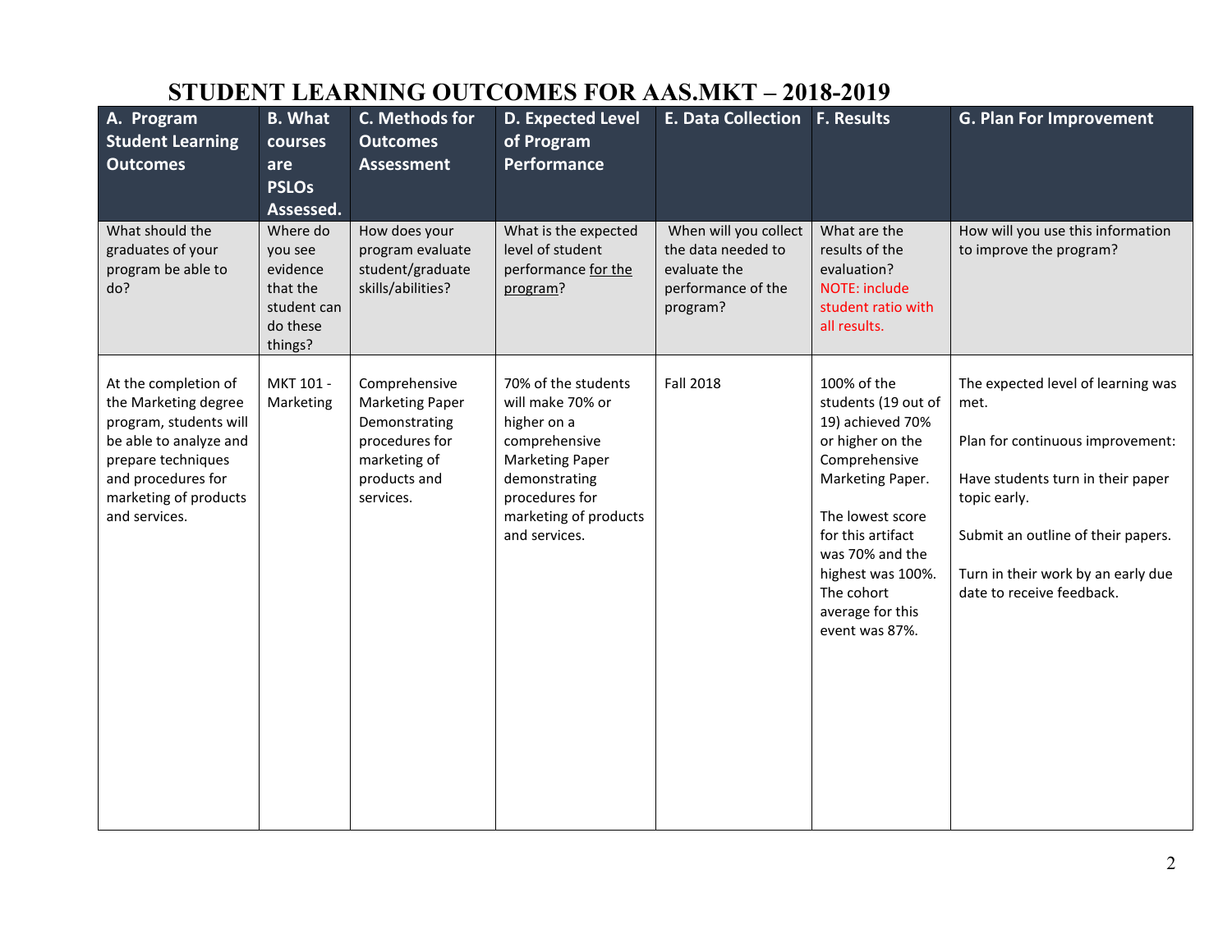# STUDENT LEARNING OUTCOMES FOR AAS.MKT – 2018-2019

| A. Program Student Learning Outcomes | B. What courses are PSLOs Assessed. | C. Methods for Outcomes Assessment | D. Expected Level of Program Performance | E. Data Collection | F. Results | G. Plan For Improvement |
|---|---|---|---|---|---|---|
| What should the graduates of your program be able to do? | Where do you see evidence that the student can do these things? | How does your program evaluate student/graduate skills/abilities? | What is the expected level of student performance for the program? | When will you collect the data needed to evaluate the performance of the program? | What are the results of the evaluation? NOTE: include student ratio with all results. | How will you use this information to improve the program? |
| At the completion of the Marketing degree program, students will be able to analyze and prepare techniques and procedures for marketing of products and services. | MKT 101 - Marketing | Comprehensive Marketing Paper Demonstrating procedures for marketing of products and services. | 70% of the students will make 70% or higher on a comprehensive Marketing Paper demonstrating procedures for marketing of products and services. | Fall 2018 | 100% of the students (19 out of 19) achieved 70% or higher on the Comprehensive Marketing Paper.<br><br>The lowest score for this artifact was 70% and the highest was 100%. The cohort average for this event was 87%. | The expected level of learning was met.<br><br>Plan for continuous improvement:<br><br>Have students turn in their paper topic early.<br><br>Submit an outline of their papers.<br><br>Turn in their work by an early due date to receive feedback. |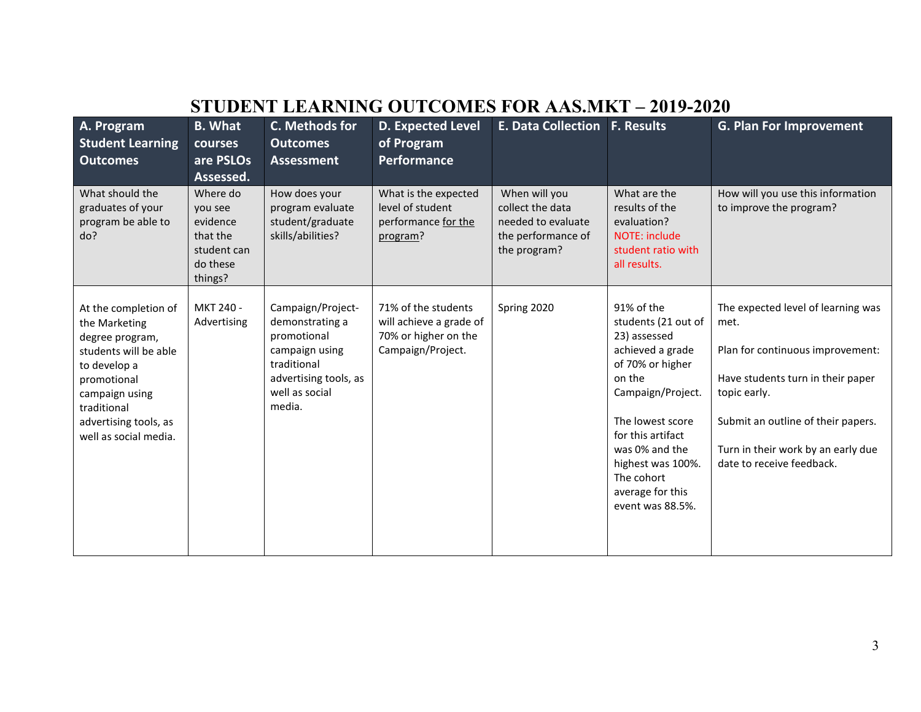# STUDENT LEARNING OUTCOMES FOR AAS.MKT – 2019-2020

| A. Program Student Learning Outcomes | B. What courses are PSLOs Assessed. | C. Methods for Outcomes Assessment | D. Expected Level of Program Performance | E. Data Collection | F. Results | G. Plan For Improvement |
|---|---|---|---|---|---|---|
| What should the graduates of your program be able to do? | Where do you see evidence that the student can do these things? | How does your program evaluate student/graduate skills/abilities? | What is the expected level of student performance for the program? | When will you collect the data needed to evaluate the performance of the program? | What are the results of the evaluation? NOTE: include student ratio with all results. | How will you use this information to improve the program? |
| At the completion of the Marketing degree program, students will be able to develop a promotional campaign using traditional advertising tools, as well as social media. | MKT 240 - Advertising | Campaign/Project- demonstrating a promotional campaign using traditional advertising tools, as well as social media. | 71% of the students will achieve a grade of 70% or higher on the Campaign/Project. | Spring 2020 | 91% of the students (21 out of 23) assessed achieved a grade of 70% or higher on the Campaign/Project.<br><br>The lowest score for this artifact was 0% and the highest was 100%. The cohort average for this event was 88.5%. | The expected level of learning was met.<br><br>Plan for continuous improvement:<br><br>Have students turn in their paper topic early.<br><br>Submit an outline of their papers.<br><br>Turn in their work by an early due date to receive feedback. |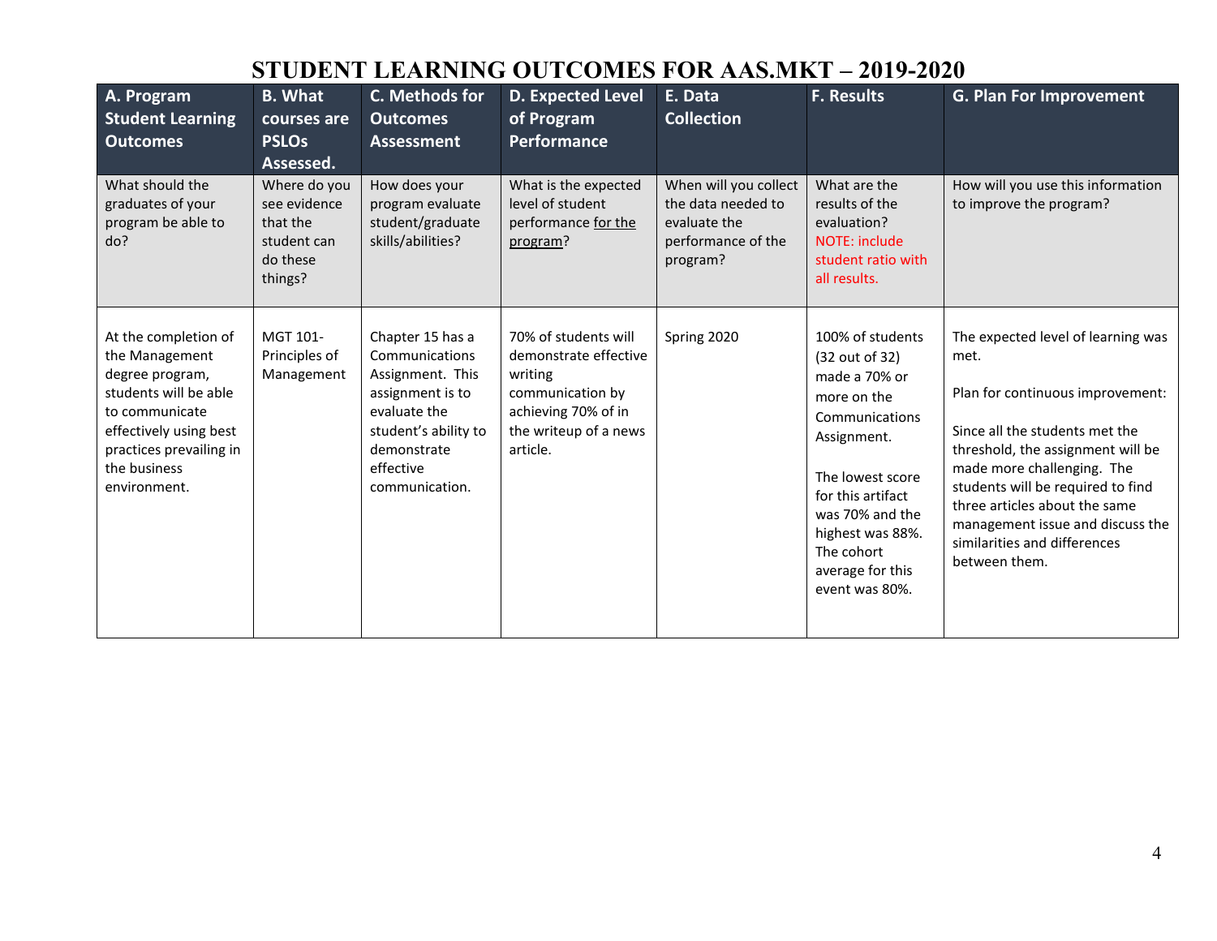# STUDENT LEARNING OUTCOMES FOR AAS.MKT – 2019-2020

| A. Program Student Learning Outcomes | B. What courses are PSLOs Assessed. | C. Methods for Outcomes Assessment | D. Expected Level of Program Performance | E. Data Collection | F. Results | G. Plan For Improvement |
|---|---|---|---|---|---|---|
| What should the graduates of your program be able to do? | Where do you see evidence that the student can do these things? | How does your program evaluate student/graduate skills/abilities? | What is the expected level of student performance for the program? | When will you collect the data needed to evaluate the performance of the program? | What are the results of the evaluation? NOTE: include student ratio with all results. | How will you use this information to improve the program? |
| At the completion of the Management degree program, students will be able to communicate effectively using best practices prevailing in the business environment. | MGT 101- Principles of Management | Chapter 15 has a Communications Assignment. This assignment is to evaluate the student's ability to demonstrate effective communication. | 70% of students will demonstrate effective writing communication by achieving 70% of in the writeup of a news article. | Spring 2020 | 100% of students (32 out of 32) made a 70% or more on the Communications Assignment.<br><br>The lowest score for this artifact was 70% and the highest was 88%. The cohort average for this event was 80%. | The expected level of learning was met.<br><br>Plan for continuous improvement:<br><br>Since all the students met the threshold, the assignment will be made more challenging. The students will be required to find three articles about the same management issue and discuss the similarities and differences between them. |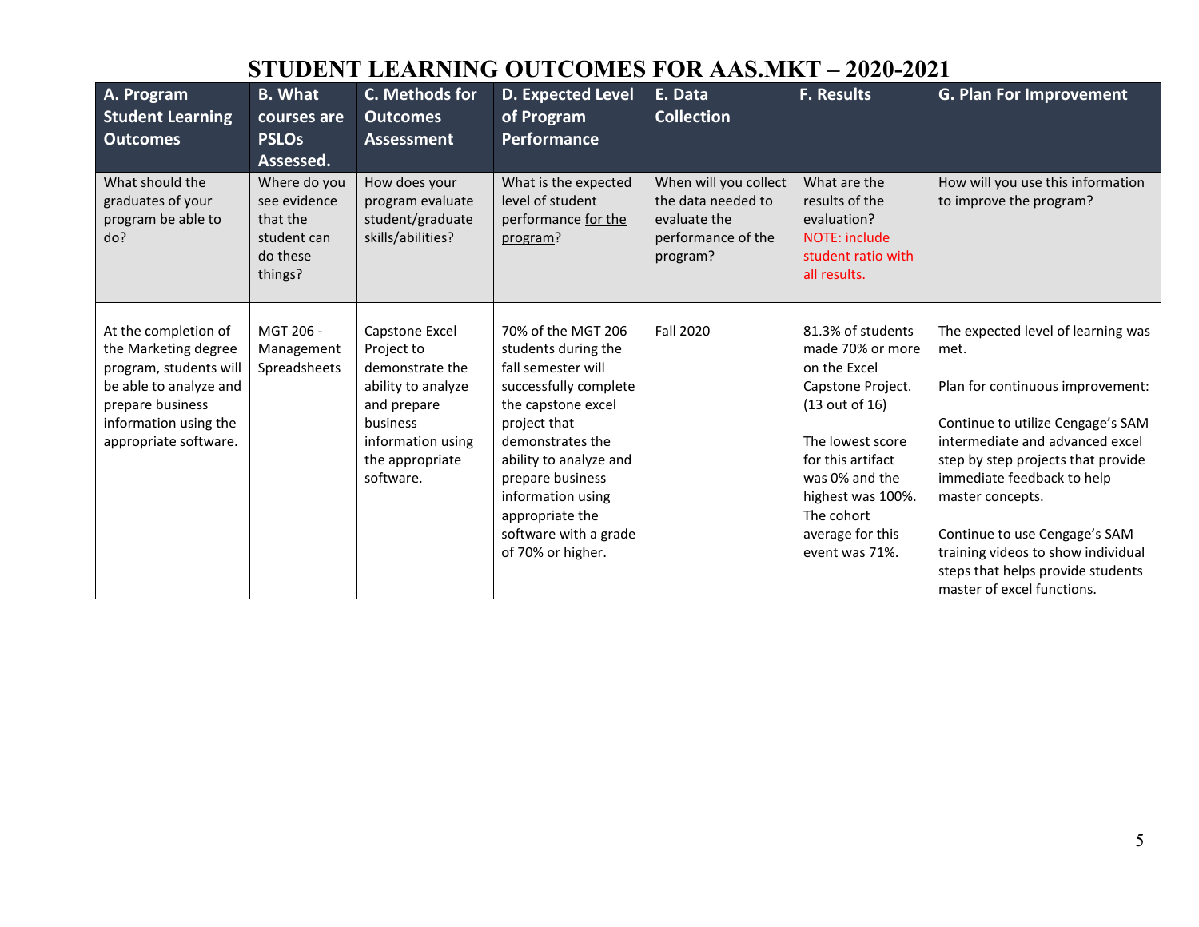# STUDENT LEARNING OUTCOMES FOR AAS.MKT – 2020-2021

| A. Program Student Learning Outcomes | B. What courses are PSLOs Assessed. | C. Methods for Outcomes Assessment | D. Expected Level of Program Performance | E. Data Collection | F. Results | G. Plan For Improvement |
|---|---|---|---|---|---|---|
| What should the graduates of your program be able to do? | Where do you see evidence that the student can do these things? | How does your program evaluate student/graduate skills/abilities? | What is the expected level of student performance for the program? | When will you collect the data needed to evaluate the performance of the program? | What are the results of the evaluation? NOTE: include student ratio with all results. | How will you use this information to improve the program? |
| At the completion of the Marketing degree program, students will be able to analyze and prepare business information using the appropriate software. | MGT 206 - Management Spreadsheets | Capstone Excel Project to demonstrate the ability to analyze and prepare business information using the appropriate software. | 70% of the MGT 206 students during the fall semester will successfully complete the capstone excel project that demonstrates the ability to analyze and prepare business information using appropriate the software with a grade of 70% or higher. | Fall 2020 | 81.3% of students made 70% or more on the Excel Capstone Project. (13 out of 16)<br><br>The lowest score for this artifact was 0% and the highest was 100%. The cohort average for this event was 71%. | The expected level of learning was met.<br><br>Plan for continuous improvement:<br><br>Continue to utilize Cengage's SAM intermediate and advanced excel step by step projects that provide immediate feedback to help master concepts.<br><br>Continue to use Cengage's SAM training videos to show individual steps that helps provide students master of excel functions. |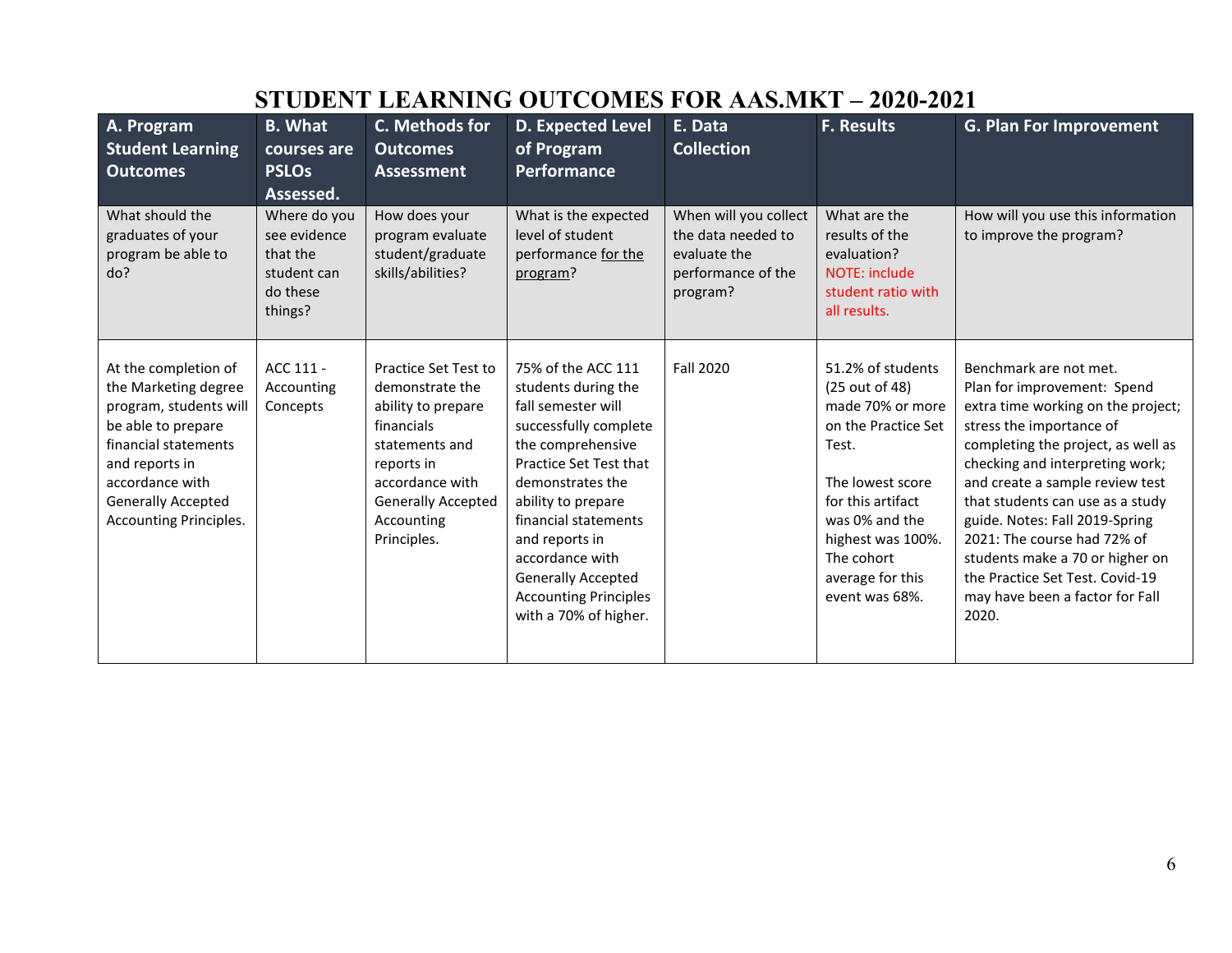# STUDENT LEARNING OUTCOMES FOR AAS.MKT – 2020-2021

| A. Program Student Learning Outcomes | B. What courses are PSLOs Assessed. | C. Methods for Outcomes Assessment | D. Expected Level of Program Performance | E. Data Collection | F. Results | G. Plan For Improvement |
|---|---|---|---|---|---|---|
| What should the graduates of your program be able to do? | Where do you see evidence that the student can do these things? | How does your program evaluate student/graduate skills/abilities? | What is the expected level of student performance for the program? | When will you collect the data needed to evaluate the performance of the program? | What are the results of the evaluation? NOTE: include student ratio with all results. | How will you use this information to improve the program? |
| At the completion of the Marketing degree program, students will be able to prepare financial statements and reports in accordance with Generally Accepted Accounting Principles. | ACC 111 - Accounting Concepts | Practice Set Test to demonstrate the ability to prepare financials statements and reports in accordance with Generally Accepted Accounting Principles. | 75% of the ACC 111 students during the fall semester will successfully complete the comprehensive Practice Set Test that demonstrates the ability to prepare financial statements and reports in accordance with Generally Accepted Accounting Principles with a 70% of higher. | Fall 2020 | 51.2% of students (25 out of 48) made 70% or more on the Practice Set Test.<br><br>The lowest score for this artifact was 0% and the highest was 100%. The cohort average for this event was 68%. | Benchmark are not met. Plan for improvement: Spend extra time working on the project; stress the importance of completing the project, as well as checking and interpreting work; and create a sample review test that students can use as a study guide. Notes: Fall 2019-Spring 2021: The course had 72% of students make a 70 or higher on the Practice Set Test. Covid-19 may have been a factor for Fall 2020. |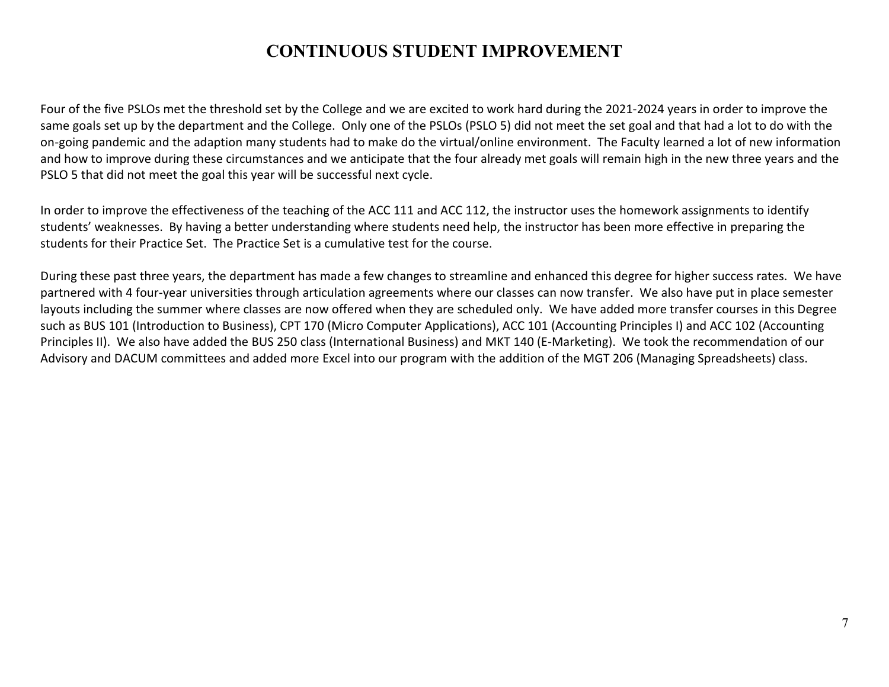# CONTINUOUS STUDENT IMPROVEMENT

Four of the five PSLOs met the threshold set by the College and we are excited to work hard during the 2021-2024 years in order to improve the same goals set up by the department and the College. Only one of the PSLOs (PSLO 5) did not meet the set goal and that had a lot to do with the on-going pandemic and the adaption many students had to make do the virtual/online environment. The Faculty learned a lot of new information and how to improve during these circumstances and we anticipate that the four already met goals will remain high in the new three years and the PSLO 5 that did not meet the goal this year will be successful next cycle.

In order to improve the effectiveness of the teaching of the ACC 111 and ACC 112, the instructor uses the homework assignments to identify students' weaknesses. By having a better understanding where students need help, the instructor has been more effective in preparing the students for their Practice Set. The Practice Set is a cumulative test for the course.

During these past three years, the department has made a few changes to streamline and enhanced this degree for higher success rates. We have partnered with 4 four-year universities through articulation agreements where our classes can now transfer. We also have put in place semester layouts including the summer where classes are now offered when they are scheduled only. We have added more transfer courses in this Degree such as BUS 101 (Introduction to Business), CPT 170 (Micro Computer Applications), ACC 101 (Accounting Principles I) and ACC 102 (Accounting Principles II). We also have added the BUS 250 class (International Business) and MKT 140 (E-Marketing). We took the recommendation of our Advisory and DACUM committees and added more Excel into our program with the addition of the MGT 206 (Managing Spreadsheets) class.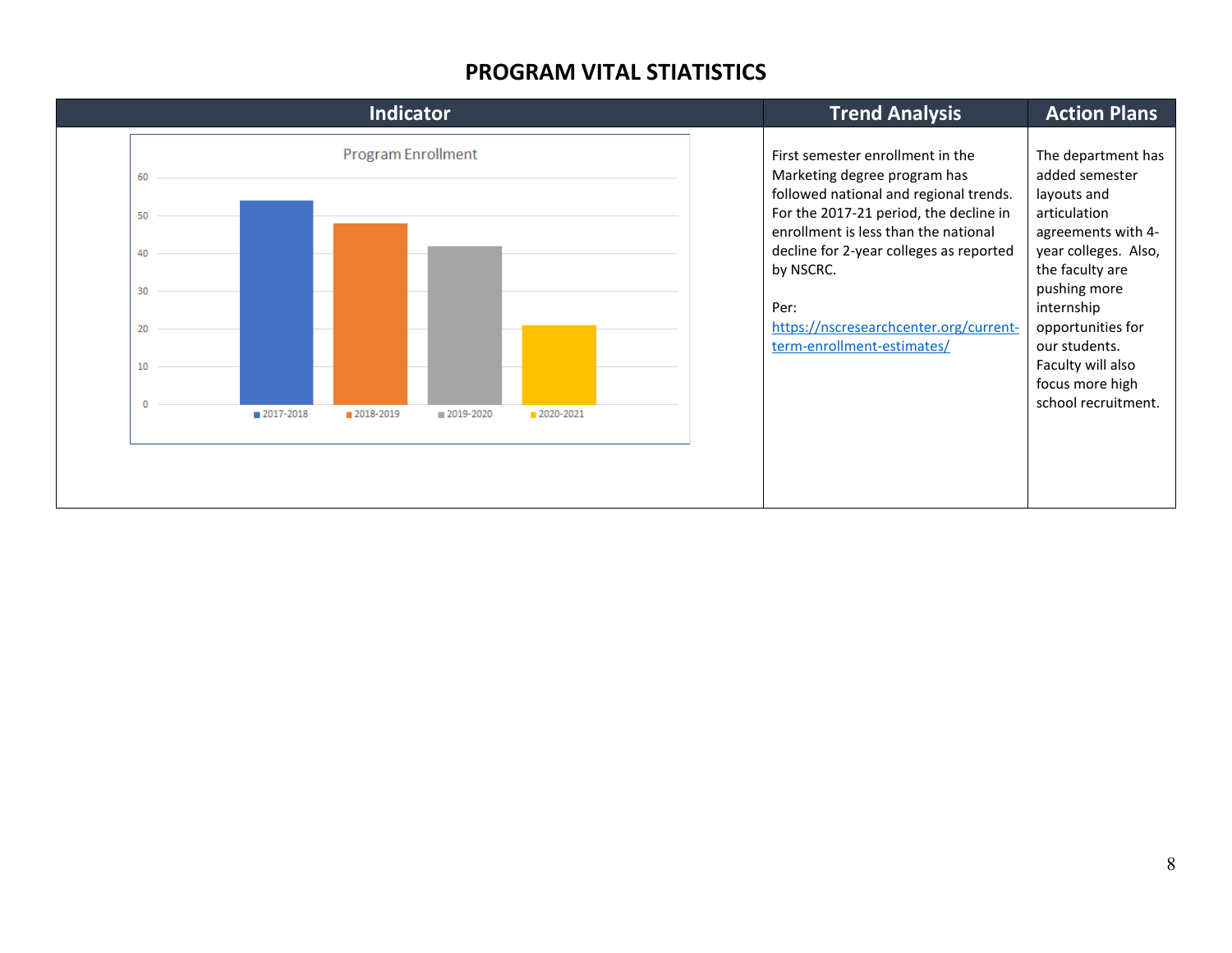## PROGRAM VITAL STIATISTICS

| Indicator | Trend Analysis | Action Plans |
|---|---|---|
| Program Enrollment (chart: 2017-2018, 2018-2019, 2019-2020, 2020-2021) | First semester enrollment in the Marketing degree program has followed national and regional trends. For the 2017-21 period, the decline in enrollment is less than the national decline for 2-year colleges as reported by NSCRC.<br><br>Per: [https://nscresearchcenter.org/current-term-enrollment-estimates/](https://nscresearchcenter.org/current-term-enrollment-estimates/) | The department has added semester layouts and articulation agreements with 4-year colleges. Also, the faculty are pushing more internship opportunities for our students. Faculty will also focus more high school recruitment. |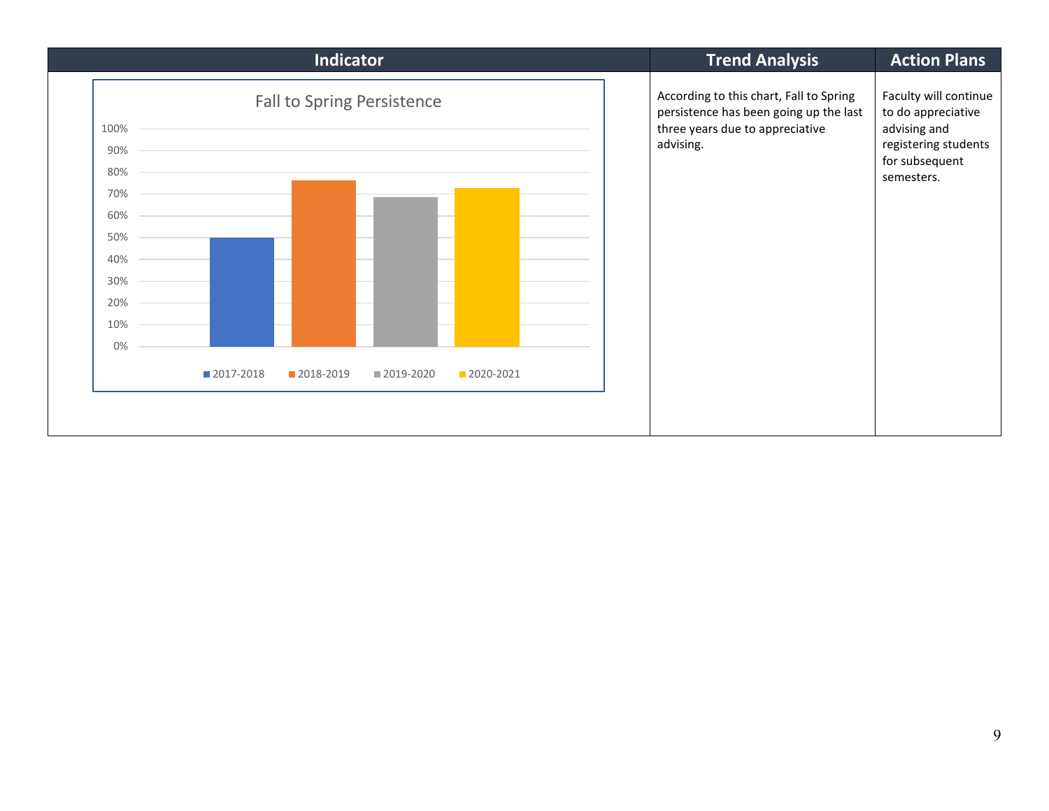| Indicator | Trend Analysis | Action Plans |
|---|---|---|
| Fall to Spring Persistence<br>100%<br>90%<br>80%<br>70%<br>60%<br>50%<br>40%<br>30%<br>20%<br>10%<br>0%<br>2017-2018 2018-2019 2019-2020 2020-2021 | According to this chart, Fall to Spring persistence has been going up the last three years due to appreciative advising. | Faculty will continue to do appreciative advising and registering students for subsequent semesters. |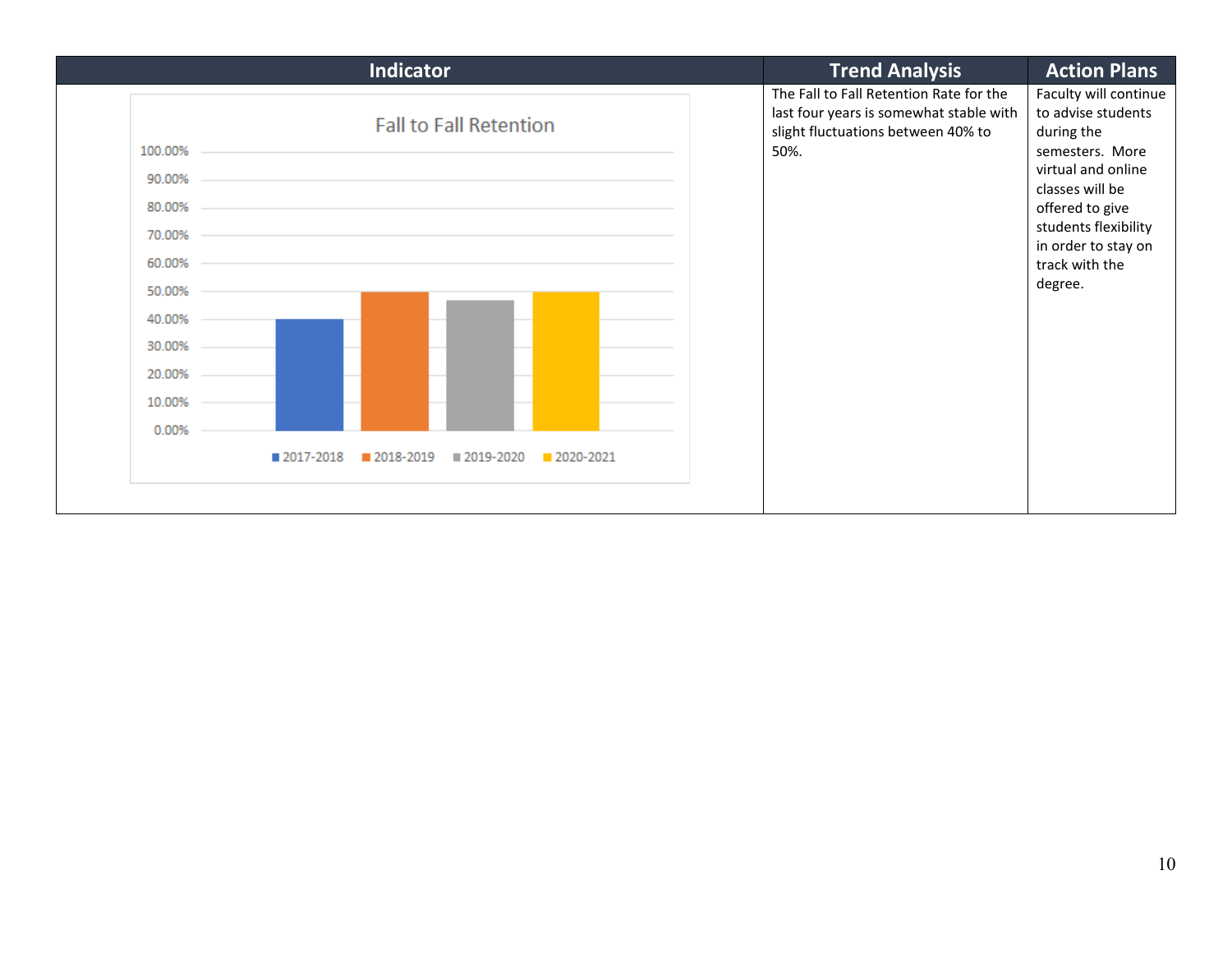| Indicator | Trend Analysis | Action Plans |
| --- | --- | --- |
| Fall to Fall Retention (chart: 2017-2018, 2018-2019, 2019-2020, 2020-2021) | The Fall to Fall Retention Rate for the last four years is somewhat stable with slight fluctuations between 40% to 50%. | Faculty will continue to advise students during the semesters. More virtual and online classes will be offered to give students flexibility in order to stay on track with the degree. |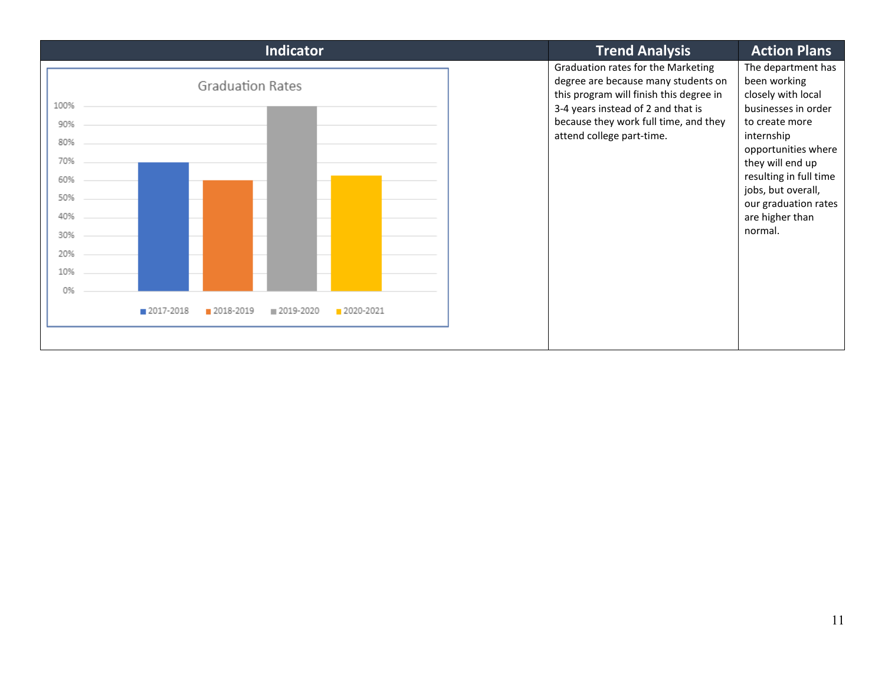| Indicator | Trend Analysis | Action Plans |
| --- | --- | --- |
| Graduation Rates<br>100%, 90%, 80%, 70%, 60%, 50%, 40%, 30%, 20%, 10%, 0%<br>2017-2018, 2018-2019, 2019-2020, 2020-2021 | Graduation rates for the Marketing degree are because many students on this program will finish this degree in 3-4 years instead of 2 and that is because they work full time, and they attend college part-time. | The department has been working closely with local businesses in order to create more internship opportunities where they will end up resulting in full time jobs, but overall, our graduation rates are higher than normal. |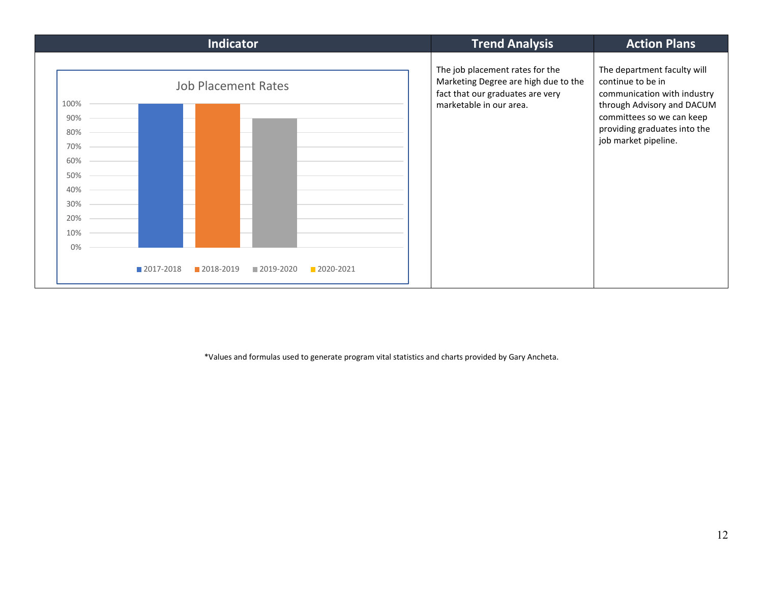| Indicator | Trend Analysis | Action Plans |
| --- | --- | --- |
| Job Placement Rates<br>100%<br>90%<br>80%<br>70%<br>60%<br>50%<br>40%<br>30%<br>20%<br>10%<br>0%<br>2017-2018 2018-2019 2019-2020 2020-2021 | The job placement rates for the Marketing Degree are high due to the fact that our graduates are very marketable in our area. | The department faculty will continue to be in communication with industry through Advisory and DACUM committees so we can keep providing graduates into the job market pipeline. |

*Values and formulas used to generate program vital statistics and charts provided by Gary Ancheta.